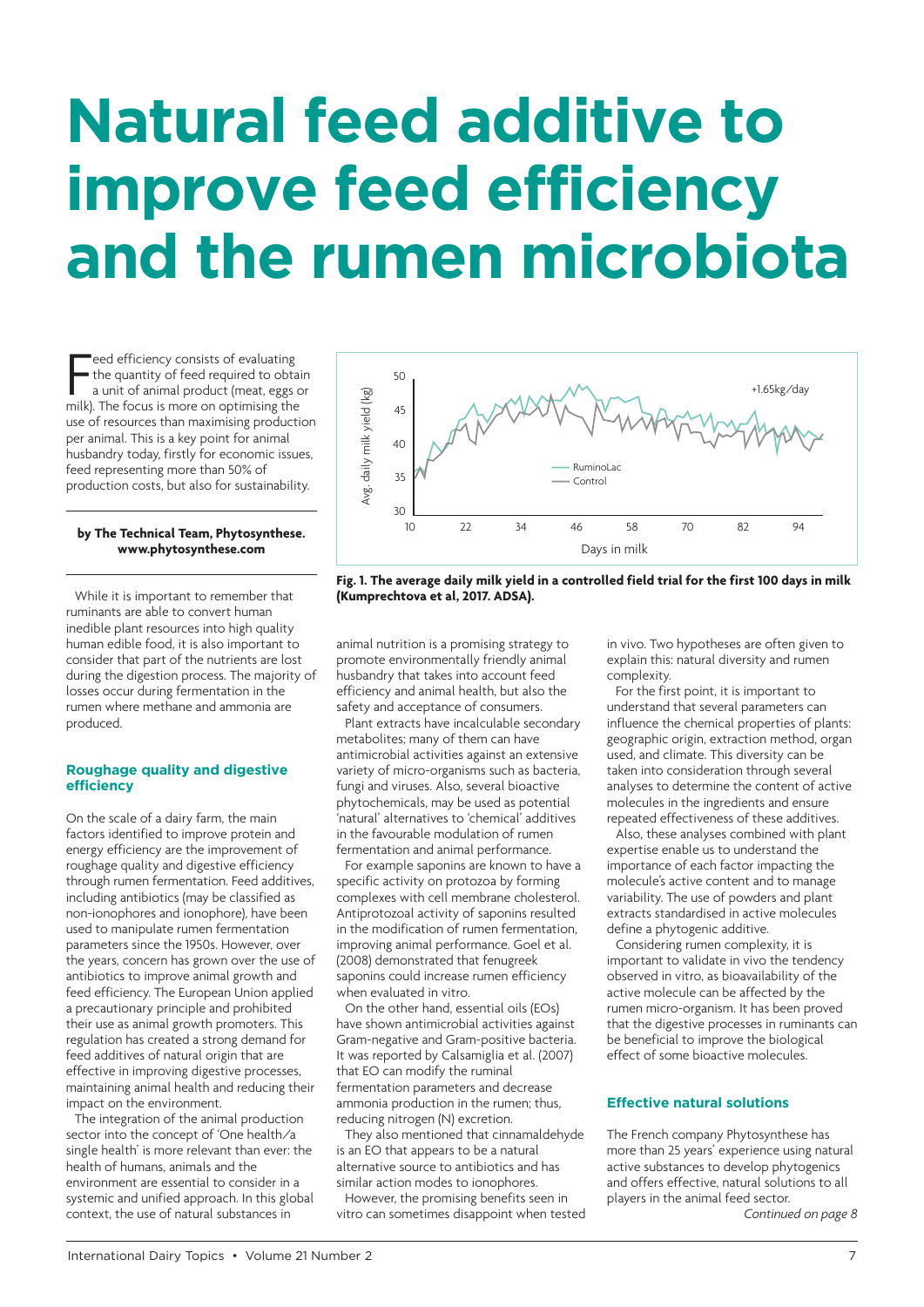# Natural feed additive to improve feed efficiency and the rumen microbiota

Feed efficiency consists of evaluating the quantity of feed required to obtain a unit of animal product (meat, eggs or milk). The focus is more on optimising the use of resources than maximising production per animal. This is a key point for animal husbandry today, firstly for economic issues, feed representing more than 50% of production costs, but also for sustainability.

**by The Technical Team, Phytosynthese. www.phytosynthese.com**

While it is important to remember that ruminants are able to convert human inedible plant resources into high quality human edible food, it is also important to consider that part of the nutrients are lost during the digestion process. The majority of losses occur during fermentation in the rumen where methane and ammonia are produced.

## Roughage quality and digestive efficiency

On the scale of a dairy farm, the main factors identified to improve protein and energy efficiency are the improvement of roughage quality and digestive efficiency through rumen fermentation. Feed additives, including antibiotics (may be classified as non-ionophores and ionophore), have been used to manipulate rumen fermentation parameters since the 1950s. However, over the years, concern has grown over the use of antibiotics to improve animal growth and feed efficiency. The European Union applied a precautionary principle and prohibited their use as animal growth promoters. This regulation has created a strong demand for feed additives of natural origin that are effective in improving digestive processes, maintaining animal health and reducing their impact on the environment.

The integration of the animal production sector into the concept of 'One health/a single health' is more relevant than ever: the health of humans, animals and the environment are essential to consider in a systemic and unified approach. In this global context, the use of natural substances in animal nutrition is a promising strategy to promote environmentally friendly animal husbandry that takes into account feed efficiency and animal health, but also the safety and acceptance of consumers.

Plant extracts have incalculable secondary metabolites; many of them can have antimicrobial activities against an extensive variety of micro-organisms such as bacteria, fungi and viruses. Also, several bioactive phytochemicals, may be used as potential 'natural' alternatives to 'chemical' additives in the favourable modulation of rumen fermentation and animal performance.

For example saponins are known to have a specific activity on protozoa by forming complexes with cell membrane cholesterol. Antiprotozoal activity of saponins resulted in the modification of rumen fermentation, improving animal performance. Goel et al. (2008) demonstrated that fenugreek saponins could increase rumen efficiency when evaluated in vitro.

On the other hand, essential oils (EOs) have shown antimicrobial activities against Gram-negative and Gram-positive bacteria. It was reported by Calsamiglia et al. (2007) that EO can modify the ruminal fermentation parameters and decrease ammonia production in the rumen; thus, reducing nitrogen (N) excretion.

They also mentioned that cinnamaldehyde is an EO that appears to be a natural alternative source to antibiotics and has similar action modes to ionophores.

However, the promising benefits seen in vitro can sometimes disappoint when tested in vivo. Two hypotheses are often given to explain this: natural diversity and rumen complexity.

For the first point, it is important to understand that several parameters can influence the chemical properties of plants: geographic origin, extraction method, organ used, and climate. This diversity can be taken into consideration through several analyses to determine the content of active molecules in the ingredients and ensure repeated effectiveness of these additives.

Also, these analyses combined with plant expertise enable us to understand the importance of each factor impacting the molecule's active content and to manage variability. The use of powders and plant extracts standardised in active molecules define a phytogenic additive.

Considering rumen complexity, it is important to validate in vivo the tendency observed in vitro, as bioavailability of the active molecule can be affected by the rumen micro-organism. It has been proved that the digestive processes in ruminants can be beneficial to improve the biological effect of some bioactive molecules.

**Fig. 1. The average daily milk yield in a controlled field trial for the first 100 days in milk (Kumprechtova et al, 2017. ADSA).**

## Effective natural solutions

The French company Phytosynthese has more than 25 years' experience using natural active substances to develop phytogenics and offers effective, natural solutions to all players in the animal feed sector.

*Continued on page 8*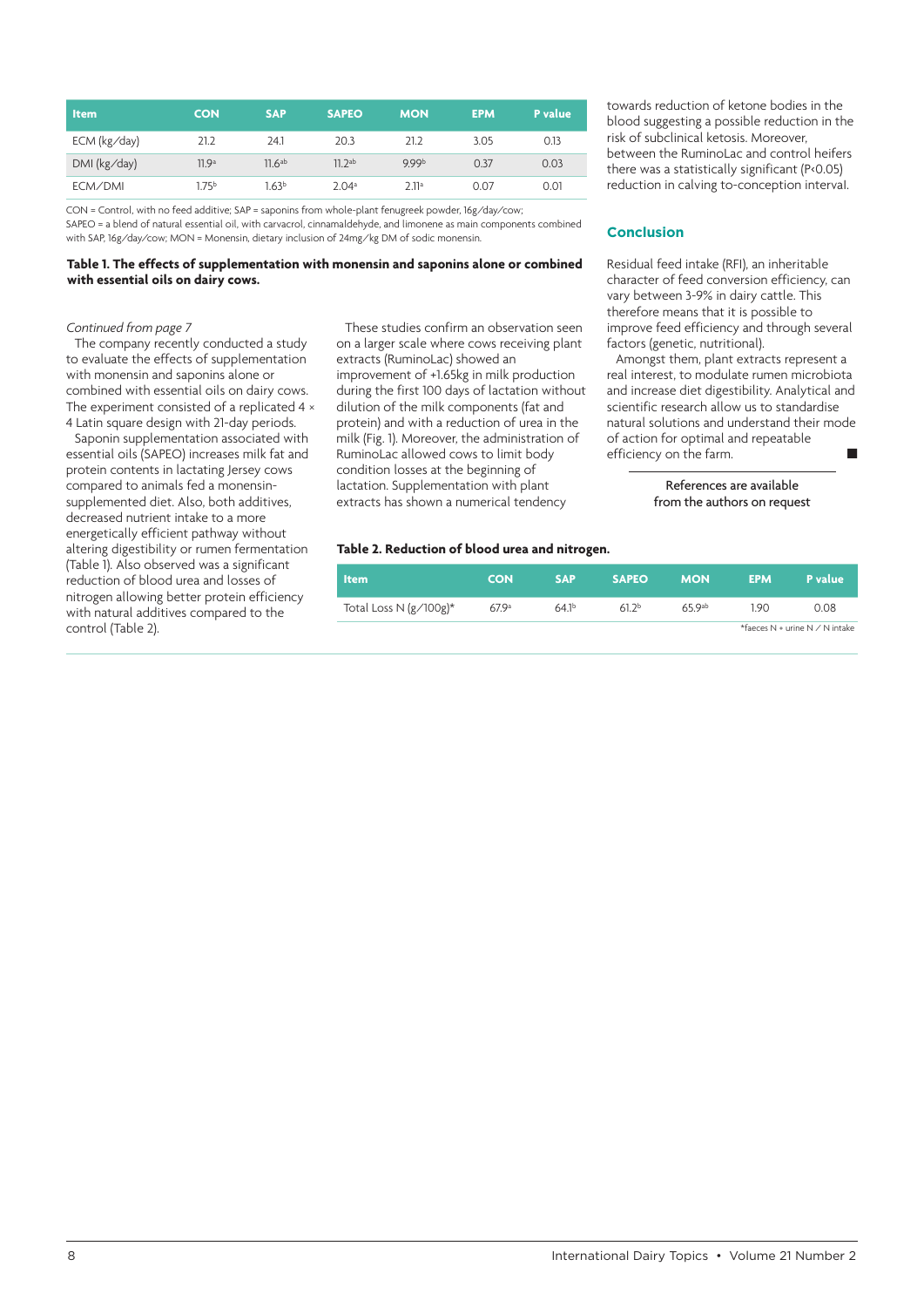| Item | CON | SAP | SAPEO | MON | EPM | P value |
|---|---|---|---|---|---|---|
| ECM (kg/day) | 21.2 | 24.1 | 20.3 | 21.2 | 3.05 | 0.13 |
| DMI (kg/day) | 11.9[a] | 11.6[ab] | 11.2[ab] | 9.99[b] | 0.37 | 0.03 |
| ECM/DMI | 1.75[b] | 1.63[b] | 2.04[a] | 2.11[a] | 0.07 | 0.01 |

CON = Control, with no feed additive; SAP = saponins from whole-plant fenugreek powder, 16g/day/cow;
SAPEO = a blend of natural essential oil, with carvacrol, cinnamaldehyde, and limonene as main components combined with SAP, 16g/day/cow; MON = Monensin, dietary inclusion of 24mg/kg DM of sodic monensin.

**Table 1. The effects of supplementation with monensin and saponins alone or combined with essential oils on dairy cows.**

*Continued from page 7*

The company recently conducted a study to evaluate the effects of supplementation with monensin and saponins alone or combined with essential oils on dairy cows. The experiment consisted of a replicated 4 × 4 Latin square design with 21-day periods.

Saponin supplementation associated with essential oils (SAPEO) increases milk fat and protein contents in lactating Jersey cows compared to animals fed a monensin-supplemented diet. Also, both additives, decreased nutrient intake to a more energetically efficient pathway without altering digestibility or rumen fermentation (Table 1). Also observed was a significant reduction of blood urea and losses of nitrogen allowing better protein efficiency with natural additives compared to the control (Table 2).

These studies confirm an observation seen on a larger scale where cows receiving plant extracts (RuminoLac) showed an improvement of +1.65kg in milk production during the first 100 days of lactation without dilution of the milk components (fat and protein) and with a reduction of urea in the milk (Fig. 1). Moreover, the administration of RuminoLac allowed cows to limit body condition losses at the beginning of lactation. Supplementation with plant extracts has shown a numerical tendency towards reduction of ketone bodies in the blood suggesting a possible reduction in the risk of subclinical ketosis. Moreover, between the RuminoLac and control heifers there was a statistically significant ($P<0.05$) reduction in calving to-conception interval.

**Table 2. Reduction of blood urea and nitrogen.**

| Item | CON | SAP | SAPEO | MON | EPM | P value |
|---|---|---|---|---|---|---|
| Total Loss N (g/100g)* | 67.9[a] | 64.1[b] | 61.2[b] | 65.9[ab] | 1.90 | 0.08 |

*faeces N + urine N / N intake

## Conclusion

Residual feed intake (RFI), an inheritable character of feed conversion efficiency, can vary between 3-9% in dairy cattle. This therefore means that it is possible to improve feed efficiency and through several factors (genetic, nutritional).

Amongst them, plant extracts represent a real interest, to modulate rumen microbiota and increase diet digestibility. Analytical and scientific research allow us to standardise natural solutions and understand their mode of action for optimal and repeatable efficiency on the farm. ■

References are available from the authors on request